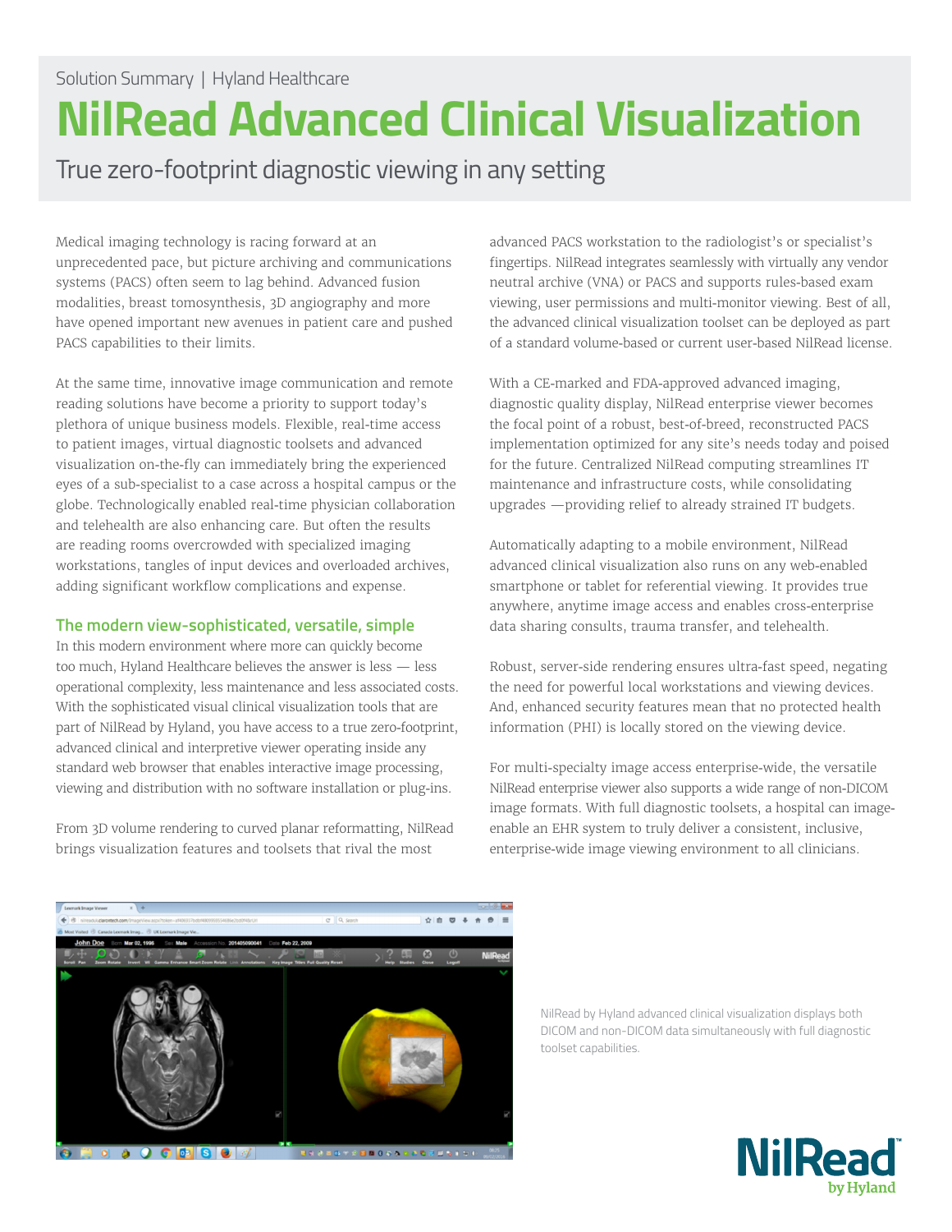Solution Summary | Hyland Healthcare

# NilRead Advanced Clinical Visualization

True zero-footprint diagnostic viewing in any setting

Medical imaging technology is racing forward at an unprecedented pace, but picture archiving and communications systems (PACS) often seem to lag behind. Advanced fusion modalities, breast tomosynthesis, 3D angiography and more have opened important new avenues in patient care and pushed PACS capabilities to their limits.

At the same time, innovative image communication and remote reading solutions have become a priority to support today's plethora of unique business models. Flexible, real-time access to patient images, virtual diagnostic toolsets and advanced visualization on-the-fly can immediately bring the experienced eyes of a sub-specialist to a case across a hospital campus or the globe. Technologically enabled real-time physician collaboration and telehealth are also enhancing care. But often the results are reading rooms overcrowded with specialized imaging workstations, tangles of input devices and overloaded archives, adding significant workflow complications and expense.

## The modern view-sophisticated, versatile, simple

In this modern environment where more can quickly become too much, Hyland Healthcare believes the answer is less — less operational complexity, less maintenance and less associated costs. With the sophisticated visual clinical visualization tools that are part of NilRead by Hyland, you have access to a true zero-footprint, advanced clinical and interpretive viewer operating inside any standard web browser that enables interactive image processing, viewing and distribution with no software installation or plug-ins.

From 3D volume rendering to curved planar reformatting, NilRead brings visualization features and toolsets that rival the most advanced PACS workstation to the radiologist's or specialist's fingertips. NilRead integrates seamlessly with virtually any vendor neutral archive (VNA) or PACS and supports rules-based exam viewing, user permissions and multi-monitor viewing. Best of all, the advanced clinical visualization toolset can be deployed as part of a standard volume-based or current user-based NilRead license.

With a CE-marked and FDA-approved advanced imaging, diagnostic quality display, NilRead enterprise viewer becomes the focal point of a robust, best-of-breed, reconstructed PACS implementation optimized for any site's needs today and poised for the future. Centralized NilRead computing streamlines IT maintenance and infrastructure costs, while consolidating upgrades —providing relief to already strained IT budgets.

Automatically adapting to a mobile environment, NilRead advanced clinical visualization also runs on any web-enabled smartphone or tablet for referential viewing. It provides true anywhere, anytime image access and enables cross-enterprise data sharing consults, trauma transfer, and telehealth.

Robust, server-side rendering ensures ultra-fast speed, negating the need for powerful local workstations and viewing devices. And, enhanced security features mean that no protected health information (PHI) is locally stored on the viewing device.

For multi-specialty image access enterprise-wide, the versatile NilRead enterprise viewer also supports a wide range of non-DICOM image formats. With full diagnostic toolsets, a hospital can image-enable an EHR system to truly deliver a consistent, inclusive, enterprise-wide image viewing environment to all clinicians.

NilRead by Hyland advanced clinical visualization displays both DICOM and non-DICOM data simultaneously with full diagnostic toolset capabilities.

NilRead™ by Hyland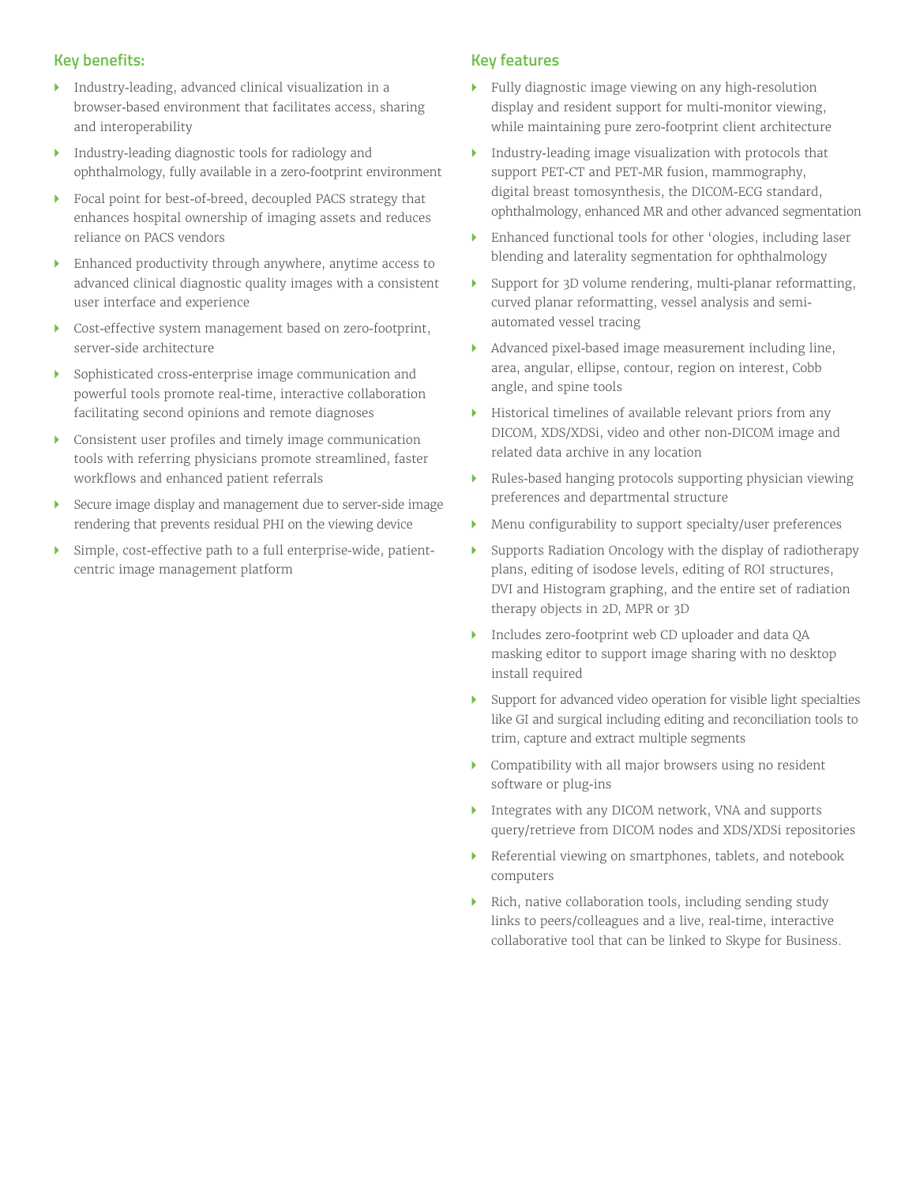## Key benefits:

- Industry-leading, advanced clinical visualization in a browser-based environment that facilitates access, sharing and interoperability
- Industry-leading diagnostic tools for radiology and ophthalmology, fully available in a zero-footprint environment
- Focal point for best-of-breed, decoupled PACS strategy that enhances hospital ownership of imaging assets and reduces reliance on PACS vendors
- Enhanced productivity through anywhere, anytime access to advanced clinical diagnostic quality images with a consistent user interface and experience
- Cost-effective system management based on zero-footprint, server-side architecture
- Sophisticated cross-enterprise image communication and powerful tools promote real-time, interactive collaboration facilitating second opinions and remote diagnoses
- Consistent user profiles and timely image communication tools with referring physicians promote streamlined, faster workflows and enhanced patient referrals
- Secure image display and management due to server-side image rendering that prevents residual PHI on the viewing device
- Simple, cost-effective path to a full enterprise-wide, patient-centric image management platform

## Key features

- Fully diagnostic image viewing on any high-resolution display and resident support for multi-monitor viewing, while maintaining pure zero-footprint client architecture
- Industry-leading image visualization with protocols that support PET-CT and PET-MR fusion, mammography, digital breast tomosynthesis, the DICOM-ECG standard, ophthalmology, enhanced MR and other advanced segmentation
- Enhanced functional tools for other 'ologies, including laser blending and laterality segmentation for ophthalmology
- Support for 3D volume rendering, multi-planar reformatting, curved planar reformatting, vessel analysis and semi-automated vessel tracing
- Advanced pixel-based image measurement including line, area, angular, ellipse, contour, region on interest, Cobb angle, and spine tools
- Historical timelines of available relevant priors from any DICOM, XDS/XDSi, video and other non-DICOM image and related data archive in any location
- Rules-based hanging protocols supporting physician viewing preferences and departmental structure
- Menu configurability to support specialty/user preferences
- Supports Radiation Oncology with the display of radiotherapy plans, editing of isodose levels, editing of ROI structures, DVI and Histogram graphing, and the entire set of radiation therapy objects in 2D, MPR or 3D
- Includes zero-footprint web CD uploader and data QA masking editor to support image sharing with no desktop install required
- Support for advanced video operation for visible light specialties like GI and surgical including editing and reconciliation tools to trim, capture and extract multiple segments
- Compatibility with all major browsers using no resident software or plug-ins
- Integrates with any DICOM network, VNA and supports query/retrieve from DICOM nodes and XDS/XDSi repositories
- Referential viewing on smartphones, tablets, and notebook computers
- Rich, native collaboration tools, including sending study links to peers/colleagues and a live, real-time, interactive collaborative tool that can be linked to Skype for Business.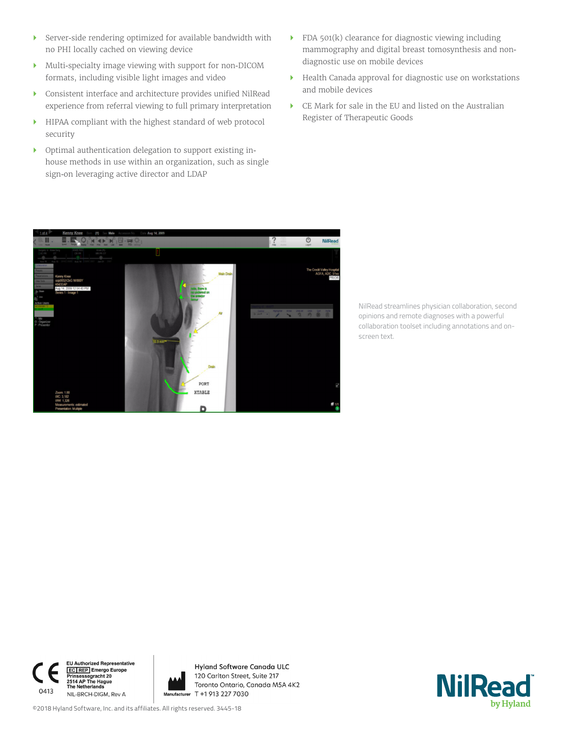- Server-side rendering optimized for available bandwidth with no PHI locally cached on viewing device
- Multi-specialty image viewing with support for non-DICOM formats, including visible light images and video
- Consistent interface and architecture provides unified NilRead experience from referral viewing to full primary interpretation
- HIPAA compliant with the highest standard of web protocol security
- Optimal authentication delegation to support existing in-house methods in use within an organization, such as single sign-on leveraging active director and LDAP
- FDA 501(k) clearance for diagnostic viewing including mammography and digital breast tomosynthesis and non-diagnostic use on mobile devices
- Health Canada approval for diagnostic use on workstations and mobile devices
- CE Mark for sale in the EU and listed on the Australian Register of Therapeutic Goods

NilRead streamlines physician collaboration, second opinions and remote diagnoses with a powerful collaboration toolset including annotations and on-screen text.

CE 0413

EU Authorized Representative
EC REP Emergo Europe
Prinsessegracht 20
2514 AP The Hague
The Netherlands

NIL-BRCH-DIGM, Rev A

Manufacturer

Hyland Software Canada ULC
120 Carlton Street, Suite 217
Toronto Ontario, Canada M5A 4K2
T +1 913 227 7030

NilRead™ by Hyland

©2018 Hyland Software, Inc. and its affiliates. All rights reserved. 3445-18